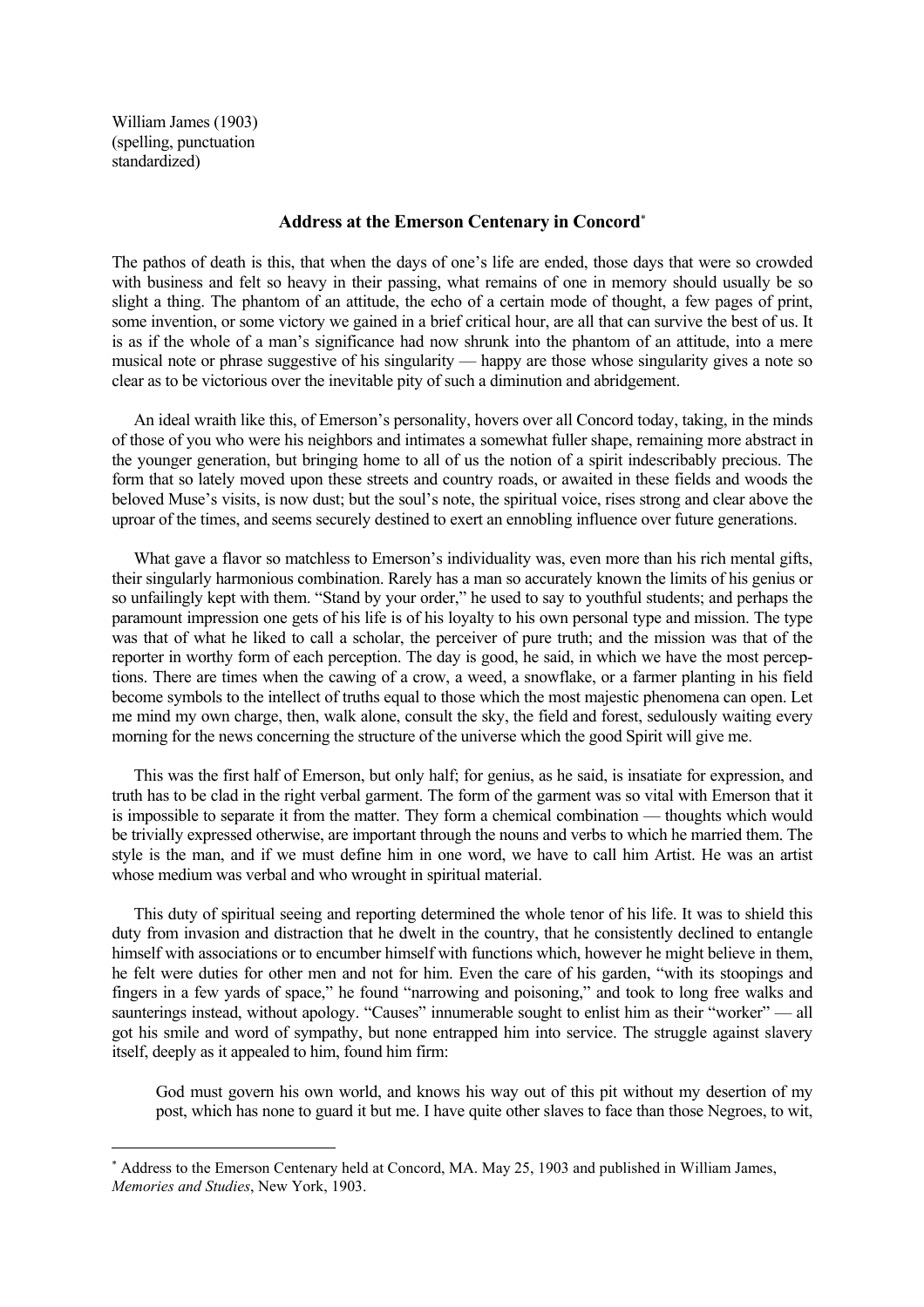William James (1903)
(spelling, punctuation standardized)

## Address at the Emerson Centenary in Concord*

The pathos of death is this, that when the days of one's life are ended, those days that were so crowded with business and felt so heavy in their passing, what remains of one in memory should usually be so slight a thing. The phantom of an attitude, the echo of a certain mode of thought, a few pages of print, some invention, or some victory we gained in a brief critical hour, are all that can survive the best of us. It is as if the whole of a man's significance had now shrunk into the phantom of an attitude, into a mere musical note or phrase suggestive of his singularity — happy are those whose singularity gives a note so clear as to be victorious over the inevitable pity of such a diminution and abridgement.

An ideal wraith like this, of Emerson's personality, hovers over all Concord today, taking, in the minds of those of you who were his neighbors and intimates a somewhat fuller shape, remaining more abstract in the younger generation, but bringing home to all of us the notion of a spirit indescribably precious. The form that so lately moved upon these streets and country roads, or awaited in these fields and woods the beloved Muse's visits, is now dust; but the soul's note, the spiritual voice, rises strong and clear above the uproar of the times, and seems securely destined to exert an ennobling influence over future generations.

What gave a flavor so matchless to Emerson's individuality was, even more than his rich mental gifts, their singularly harmonious combination. Rarely has a man so accurately known the limits of his genius or so unfailingly kept with them. "Stand by your order," he used to say to youthful students; and perhaps the paramount impression one gets of his life is of his loyalty to his own personal type and mission. The type was that of what he liked to call a scholar, the perceiver of pure truth; and the mission was that of the reporter in worthy form of each perception. The day is good, he said, in which we have the most perceptions. There are times when the cawing of a crow, a weed, a snowflake, or a farmer planting in his field become symbols to the intellect of truths equal to those which the most majestic phenomena can open. Let me mind my own charge, then, walk alone, consult the sky, the field and forest, sedulously waiting every morning for the news concerning the structure of the universe which the good Spirit will give me.

This was the first half of Emerson, but only half; for genius, as he said, is insatiate for expression, and truth has to be clad in the right verbal garment. The form of the garment was so vital with Emerson that it is impossible to separate it from the matter. They form a chemical combination — thoughts which would be trivially expressed otherwise, are important through the nouns and verbs to which he married them. The style is the man, and if we must define him in one word, we have to call him Artist. He was an artist whose medium was verbal and who wrought in spiritual material.

This duty of spiritual seeing and reporting determined the whole tenor of his life. It was to shield this duty from invasion and distraction that he dwelt in the country, that he consistently declined to entangle himself with associations or to encumber himself with functions which, however he might believe in them, he felt were duties for other men and not for him. Even the care of his garden, "with its stoopings and fingers in a few yards of space," he found "narrowing and poisoning," and took to long free walks and saunterings instead, without apology. "Causes" innumerable sought to enlist him as their "worker" — all got his smile and word of sympathy, but none entrapped him into service. The struggle against slavery itself, deeply as it appealed to him, found him firm:

> God must govern his own world, and knows his way out of this pit without my desertion of my post, which has none to guard it but me. I have quite other slaves to face than those Negroes, to wit,

---

* Address to the Emerson Centenary held at Concord, MA. May 25, 1903 and published in William James, *Memories and Studies*, New York, 1903.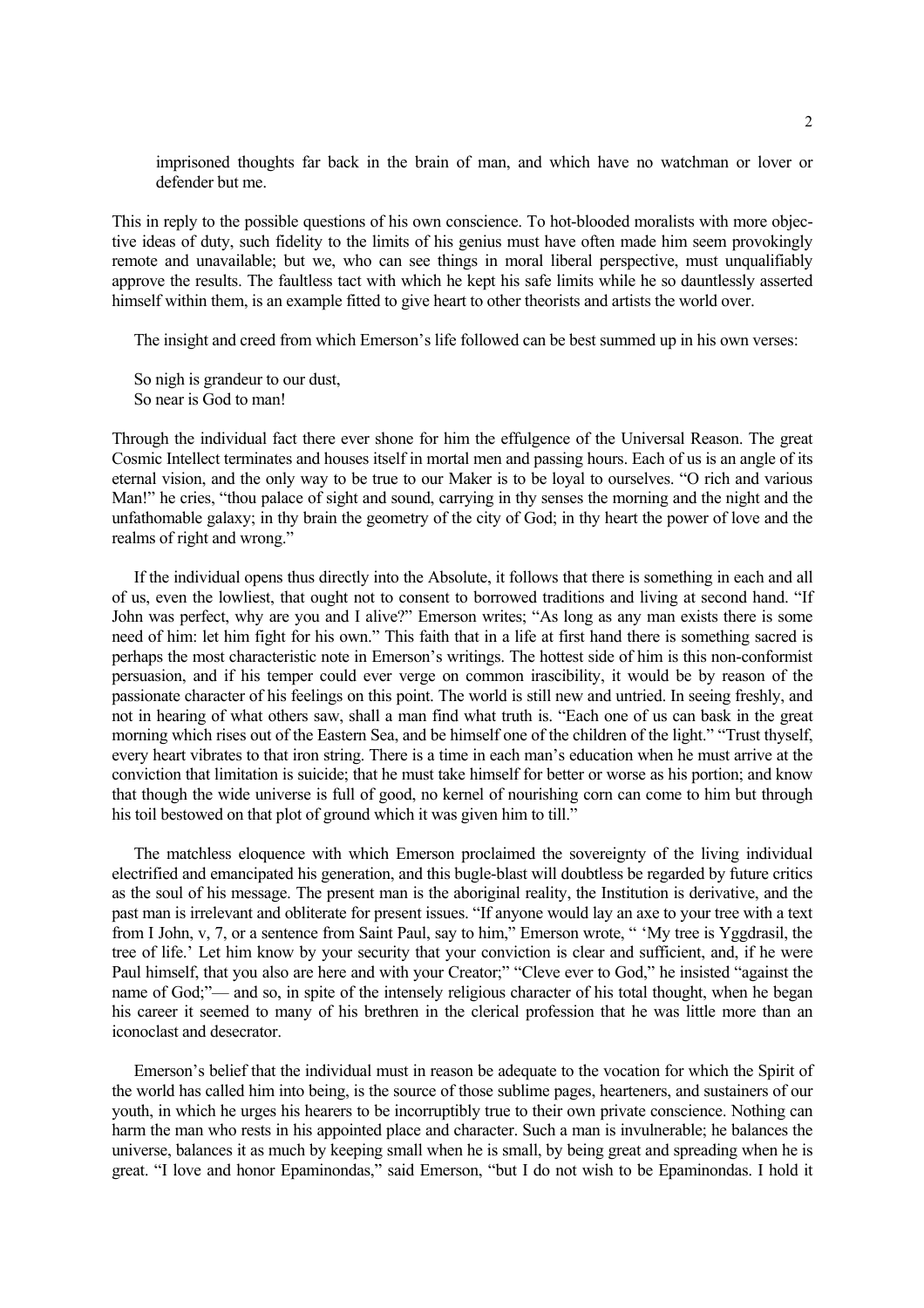> imprisoned thoughts far back in the brain of man, and which have no watchman or lover or defender but me.

This in reply to the possible questions of his own conscience. To hot-blooded moralists with more objective ideas of duty, such fidelity to the limits of his genius must have often made him seem provokingly remote and unavailable; but we, who can see things in moral liberal perspective, must unqualifiably approve the results. The faultless tact with which he kept his safe limits while he so dauntlessly asserted himself within them, is an example fitted to give heart to other theorists and artists the world over.

The insight and creed from which Emerson's life followed can be best summed up in his own verses:

> So nigh is grandeur to our dust,
> So near is God to man!

Through the individual fact there ever shone for him the effulgence of the Universal Reason. The great Cosmic Intellect terminates and houses itself in mortal men and passing hours. Each of us is an angle of its eternal vision, and the only way to be true to our Maker is to be loyal to ourselves. "O rich and various Man!" he cries, "thou palace of sight and sound, carrying in thy senses the morning and the night and the unfathomable galaxy; in thy brain the geometry of the city of God; in thy heart the power of love and the realms of right and wrong."

If the individual opens thus directly into the Absolute, it follows that there is something in each and all of us, even the lowliest, that ought not to consent to borrowed traditions and living at second hand. "If John was perfect, why are you and I alive?" Emerson writes; "As long as any man exists there is some need of him: let him fight for his own." This faith that in a life at first hand there is something sacred is perhaps the most characteristic note in Emerson's writings. The hottest side of him is this non-conformist persuasion, and if his temper could ever verge on common irascibility, it would be by reason of the passionate character of his feelings on this point. The world is still new and untried. In seeing freshly, and not in hearing of what others saw, shall a man find what truth is. "Each one of us can bask in the great morning which rises out of the Eastern Sea, and be himself one of the children of the light." "Trust thyself, every heart vibrates to that iron string. There is a time in each man's education when he must arrive at the conviction that limitation is suicide; that he must take himself for better or worse as his portion; and know that though the wide universe is full of good, no kernel of nourishing corn can come to him but through his toil bestowed on that plot of ground which it was given him to till."

The matchless eloquence with which Emerson proclaimed the sovereignty of the living individual electrified and emancipated his generation, and this bugle-blast will doubtless be regarded by future critics as the soul of his message. The present man is the aboriginal reality, the Institution is derivative, and the past man is irrelevant and obliterate for present issues. "If anyone would lay an axe to your tree with a text from I John, v, 7, or a sentence from Saint Paul, say to him," Emerson wrote, " 'My tree is Yggdrasil, the tree of life.' Let him know by your security that your conviction is clear and sufficient, and, if he were Paul himself, that you also are here and with your Creator;" "Cleve ever to God," he insisted "against the name of God;"— and so, in spite of the intensely religious character of his total thought, when he began his career it seemed to many of his brethren in the clerical profession that he was little more than an iconoclast and desecrator.

Emerson's belief that the individual must in reason be adequate to the vocation for which the Spirit of the world has called him into being, is the source of those sublime pages, hearteners, and sustainers of our youth, in which he urges his hearers to be incorruptibly true to their own private conscience. Nothing can harm the man who rests in his appointed place and character. Such a man is invulnerable; he balances the universe, balances it as much by keeping small when he is small, by being great and spreading when he is great. "I love and honor Epaminondas," said Emerson, "but I do not wish to be Epaminondas. I hold it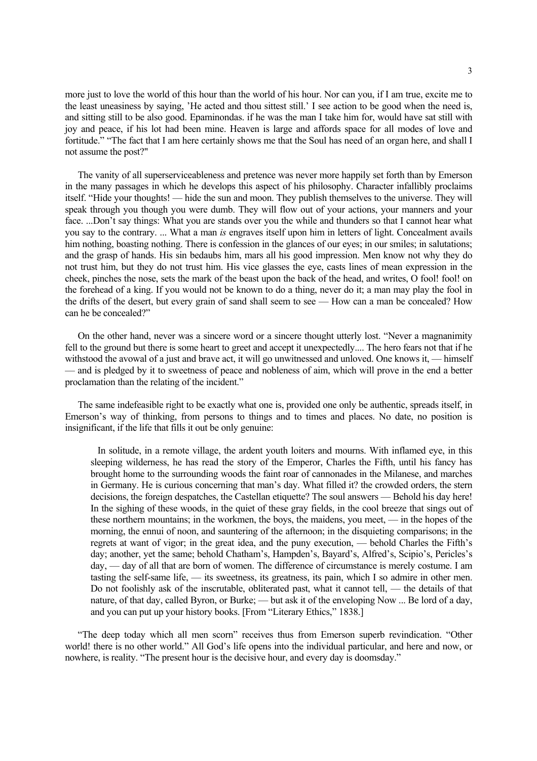more just to love the world of this hour than the world of his hour. Nor can you, if I am true, excite me to the least uneasiness by saying, 'He acted and thou sittest still.' I see action to be good when the need is, and sitting still to be also good. Epaminondas. if he was the man I take him for, would have sat still with joy and peace, if his lot had been mine. Heaven is large and affords space for all modes of love and fortitude." "The fact that I am here certainly shows me that the Soul has need of an organ here, and shall I not assume the post?"

The vanity of all superserviceableness and pretence was never more happily set forth than by Emerson in the many passages in which he develops this aspect of his philosophy. Character infallibly proclaims itself. "Hide your thoughts! — hide the sun and moon. They publish themselves to the universe. They will speak through you though you were dumb. They will flow out of your actions, your manners and your face. ...Don't say things: What you are stands over you the while and thunders so that I cannot hear what you say to the contrary. ... What a man *is* engraves itself upon him in letters of light. Concealment avails him nothing, boasting nothing. There is confession in the glances of our eyes; in our smiles; in salutations; and the grasp of hands. His sin bedaubs him, mars all his good impression. Men know not why they do not trust him, but they do not trust him. His vice glasses the eye, casts lines of mean expression in the cheek, pinches the nose, sets the mark of the beast upon the back of the head, and writes, O fool! fool! on the forehead of a king. If you would not be known to do a thing, never do it; a man may play the fool in the drifts of the desert, but every grain of sand shall seem to see — How can a man be concealed? How can he be concealed?"

On the other hand, never was a sincere word or a sincere thought utterly lost. "Never a magnanimity fell to the ground but there is some heart to greet and accept it unexpectedly.... The hero fears not that if he withstood the avowal of a just and brave act, it will go unwitnessed and unloved. One knows it, — himself — and is pledged by it to sweetness of peace and nobleness of aim, which will prove in the end a better proclamation than the relating of the incident."

The same indefeasible right to be exactly what one is, provided one only be authentic, spreads itself, in Emerson's way of thinking, from persons to things and to times and places. No date, no position is insignificant, if the life that fills it out be only genuine:

> In solitude, in a remote village, the ardent youth loiters and mourns. With inflamed eye, in this sleeping wilderness, he has read the story of the Emperor, Charles the Fifth, until his fancy has brought home to the surrounding woods the faint roar of cannonades in the Milanese, and marches in Germany. He is curious concerning that man's day. What filled it? the crowded orders, the stern decisions, the foreign despatches, the Castellan etiquette? The soul answers — Behold his day here! In the sighing of these woods, in the quiet of these gray fields, in the cool breeze that sings out of these northern mountains; in the workmen, the boys, the maidens, you meet, — in the hopes of the morning, the ennui of noon, and sauntering of the afternoon; in the disquieting comparisons; in the regrets at want of vigor; in the great idea, and the puny execution, — behold Charles the Fifth's day; another, yet the same; behold Chatham's, Hampden's, Bayard's, Alfred's, Scipio's, Pericles's day, — day of all that are born of women. The difference of circumstance is merely costume. I am tasting the self-same life, — its sweetness, its greatness, its pain, which I so admire in other men. Do not foolishly ask of the inscrutable, obliterated past, what it cannot tell, — the details of that nature, of that day, called Byron, or Burke; — but ask it of the enveloping Now ... Be lord of a day, and you can put up your history books. [From "Literary Ethics," 1838.]

"The deep today which all men scorn" receives thus from Emerson superb revindication. "Other world! there is no other world." All God's life opens into the individual particular, and here and now, or nowhere, is reality. "The present hour is the decisive hour, and every day is doomsday."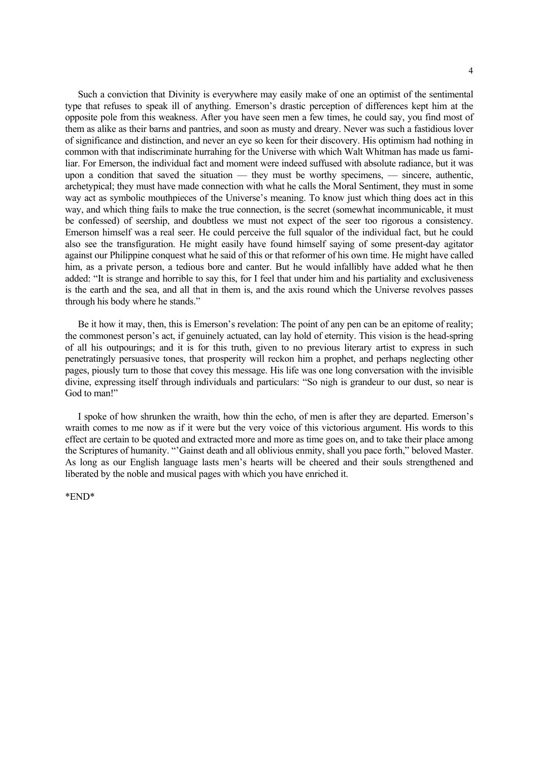Such a conviction that Divinity is everywhere may easily make of one an optimist of the sentimental type that refuses to speak ill of anything. Emerson's drastic perception of differences kept him at the opposite pole from this weakness. After you have seen men a few times, he could say, you find most of them as alike as their barns and pantries, and soon as musty and dreary. Never was such a fastidious lover of significance and distinction, and never an eye so keen for their discovery. His optimism had nothing in common with that indiscriminate hurrahing for the Universe with which Walt Whitman has made us familiar. For Emerson, the individual fact and moment were indeed suffused with absolute radiance, but it was upon a condition that saved the situation — they must be worthy specimens, — sincere, authentic, archetypical; they must have made connection with what he calls the Moral Sentiment, they must in some way act as symbolic mouthpieces of the Universe's meaning. To know just which thing does act in this way, and which thing fails to make the true connection, is the secret (somewhat incommunicable, it must be confessed) of seership, and doubtless we must not expect of the seer too rigorous a consistency. Emerson himself was a real seer. He could perceive the full squalor of the individual fact, but he could also see the transfiguration. He might easily have found himself saying of some present-day agitator against our Philippine conquest what he said of this or that reformer of his own time. He might have called him, as a private person, a tedious bore and canter. But he would infallibly have added what he then added: "It is strange and horrible to say this, for I feel that under him and his partiality and exclusiveness is the earth and the sea, and all that in them is, and the axis round which the Universe revolves passes through his body where he stands."

Be it how it may, then, this is Emerson's revelation: The point of any pen can be an epitome of reality; the commonest person's act, if genuinely actuated, can lay hold of eternity. This vision is the head-spring of all his outpourings; and it is for this truth, given to no previous literary artist to express in such penetratingly persuasive tones, that prosperity will reckon him a prophet, and perhaps neglecting other pages, piously turn to those that covey this message. His life was one long conversation with the invisible divine, expressing itself through individuals and particulars: "So nigh is grandeur to our dust, so near is God to man!"

I spoke of how shrunken the wraith, how thin the echo, of men is after they are departed. Emerson's wraith comes to me now as if it were but the very voice of this victorious argument. His words to this effect are certain to be quoted and extracted more and more as time goes on, and to take their place among the Scriptures of humanity. "'Gainst death and all oblivious enmity, shall you pace forth," beloved Master. As long as our English language lasts men's hearts will be cheered and their souls strengthened and liberated by the noble and musical pages with which you have enriched it.

*END*